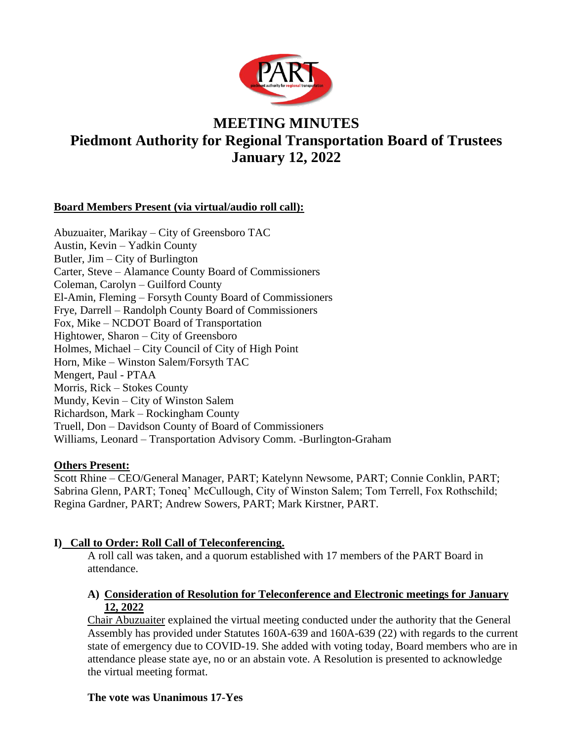# MEETING MINUTES

# Piedmont Authority for Regional Transportation Board of Trustees

# January 12, 2022

**Board Members Present (via virtual/audio roll call):**

Abuzuaiter, Marikay – City of Greensboro TAC
Austin, Kevin – Yadkin County
Butler, Jim – City of Burlington
Carter, Steve – Alamance County Board of Commissioners
Coleman, Carolyn – Guilford County
El-Amin, Fleming – Forsyth County Board of Commissioners
Frye, Darrell – Randolph County Board of Commissioners
Fox, Mike – NCDOT Board of Transportation
Hightower, Sharon – City of Greensboro
Holmes, Michael – City Council of City of High Point
Horn, Mike – Winston Salem/Forsyth TAC
Mengert, Paul - PTAA
Morris, Rick – Stokes County
Mundy, Kevin – City of Winston Salem
Richardson, Mark – Rockingham County
Truell, Don – Davidson County of Board of Commissioners
Williams, Leonard – Transportation Advisory Comm. -Burlington-Graham

**Others Present:**

Scott Rhine – CEO/General Manager, PART; Katelynn Newsome, PART; Connie Conklin, PART; Sabrina Glenn, PART; Toneq' McCullough, City of Winston Salem; Tom Terrell, Fox Rothschild; Regina Gardner, PART; Andrew Sowers, PART; Mark Kirstner, PART.

## I) Call to Order: Roll Call of Teleconferencing.

A roll call was taken, and a quorum established with 17 members of the PART Board in attendance.

### A) Consideration of Resolution for Teleconference and Electronic meetings for January 12, 2022

Chair Abuzuaiter explained the virtual meeting conducted under the authority that the General Assembly has provided under Statutes 160A-639 and 160A-639 (22) with regards to the current state of emergency due to COVID-19. She added with voting today, Board members who are in attendance please state aye, no or an abstain vote. A Resolution is presented to acknowledge the virtual meeting format.

**The vote was Unanimous 17-Yes**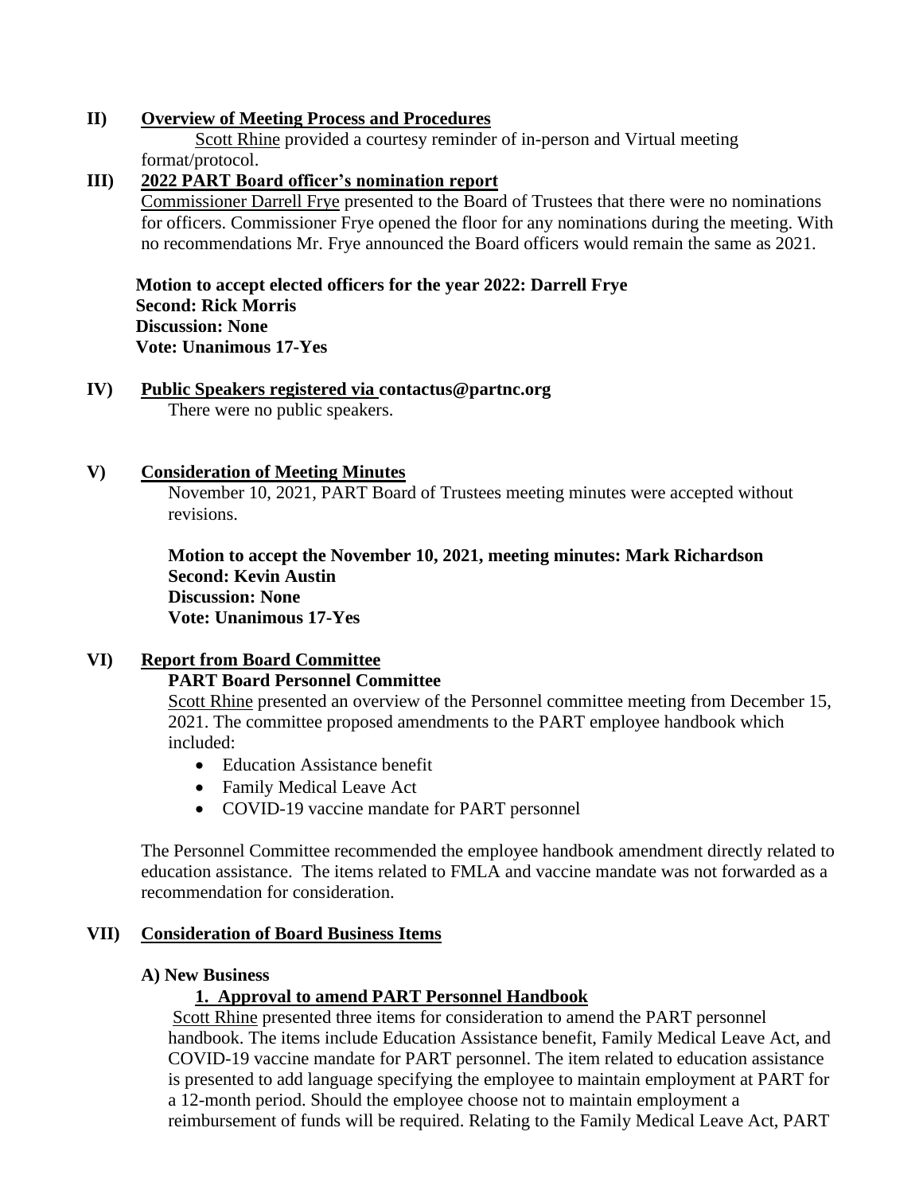## II) Overview of Meeting Process and Procedures

Scott Rhine provided a courtesy reminder of in-person and Virtual meeting format/protocol.

## III) 2022 PART Board officer's nomination report

Commissioner Darrell Frye presented to the Board of Trustees that there were no nominations for officers. Commissioner Frye opened the floor for any nominations during the meeting. With no recommendations Mr. Frye announced the Board officers would remain the same as 2021.

**Motion to accept elected officers for the year 2022: Darrell Frye**
**Second: Rick Morris**
**Discussion: None**
**Vote: Unanimous 17-Yes**

## IV) Public Speakers registered via contactus@partnc.org

There were no public speakers.

## V) Consideration of Meeting Minutes

November 10, 2021, PART Board of Trustees meeting minutes were accepted without revisions.

**Motion to accept the November 10, 2021, meeting minutes: Mark Richardson**
**Second: Kevin Austin**
**Discussion: None**
**Vote: Unanimous 17-Yes**

## VI) Report from Board Committee

**PART Board Personnel Committee**

Scott Rhine presented an overview of the Personnel committee meeting from December 15, 2021. The committee proposed amendments to the PART employee handbook which included:

- Education Assistance benefit
- Family Medical Leave Act
- COVID-19 vaccine mandate for PART personnel

The Personnel Committee recommended the employee handbook amendment directly related to education assistance. The items related to FMLA and vaccine mandate was not forwarded as a recommendation for consideration.

## VII) Consideration of Board Business Items

**A) New Business**

**1. Approval to amend PART Personnel Handbook**

Scott Rhine presented three items for consideration to amend the PART personnel handbook. The items include Education Assistance benefit, Family Medical Leave Act, and COVID-19 vaccine mandate for PART personnel. The item related to education assistance is presented to add language specifying the employee to maintain employment at PART for a 12-month period. Should the employee choose not to maintain employment a reimbursement of funds will be required. Relating to the Family Medical Leave Act, PART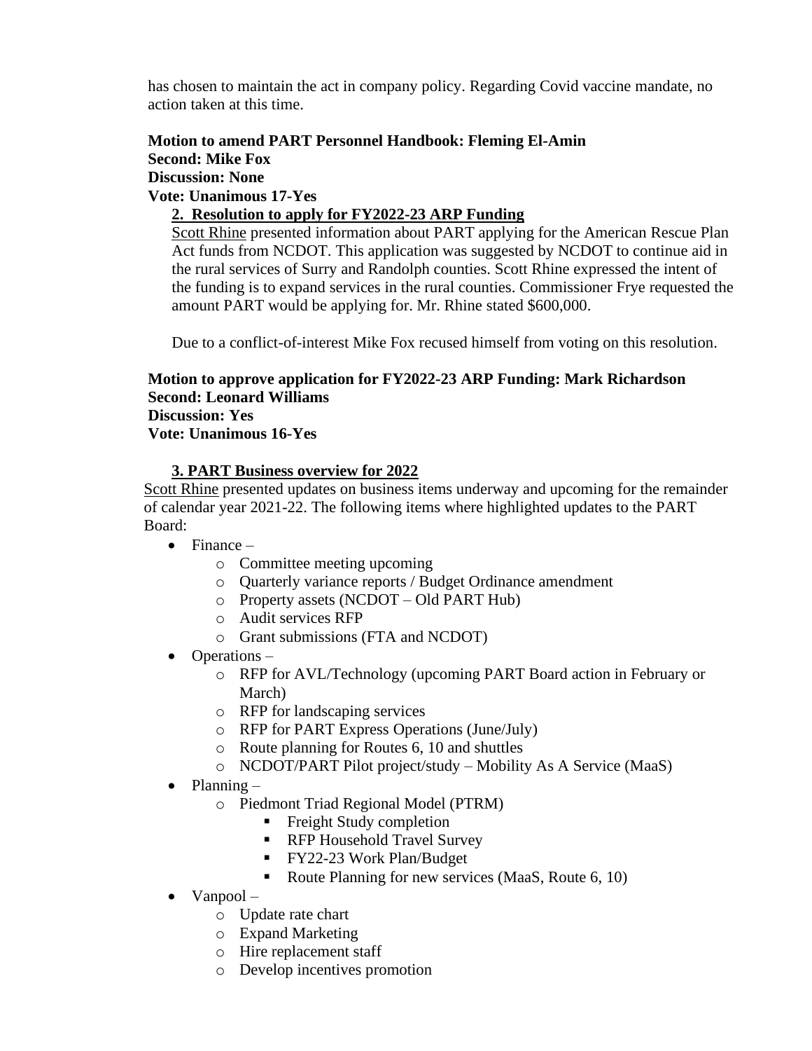has chosen to maintain the act in company policy. Regarding Covid vaccine mandate, no action taken at this time.

**Motion to amend PART Personnel Handbook: Fleming El-Amin**
**Second: Mike Fox**
**Discussion: None**
**Vote: Unanimous 17-Yes**

**2. Resolution to apply for FY2022-23 ARP Funding**

Scott Rhine presented information about PART applying for the American Rescue Plan Act funds from NCDOT. This application was suggested by NCDOT to continue aid in the rural services of Surry and Randolph counties. Scott Rhine expressed the intent of the funding is to expand services in the rural counties. Commissioner Frye requested the amount PART would be applying for. Mr. Rhine stated $600,000.

Due to a conflict-of-interest Mike Fox recused himself from voting on this resolution.

**Motion to approve application for FY2022-23 ARP Funding: Mark Richardson**
**Second: Leonard Williams**
**Discussion: Yes**
**Vote: Unanimous 16-Yes**

**3. PART Business overview for 2022**

Scott Rhine presented updates on business items underway and upcoming for the remainder of calendar year 2021-22. The following items where highlighted updates to the PART Board:

- Finance –
  - Committee meeting upcoming
  - Quarterly variance reports / Budget Ordinance amendment
  - Property assets (NCDOT – Old PART Hub)
  - Audit services RFP
  - Grant submissions (FTA and NCDOT)
- Operations –
  - RFP for AVL/Technology (upcoming PART Board action in February or March)
  - RFP for landscaping services
  - RFP for PART Express Operations (June/July)
  - Route planning for Routes 6, 10 and shuttles
  - NCDOT/PART Pilot project/study – Mobility As A Service (MaaS)
- Planning –
  - Piedmont Triad Regional Model (PTRM)
    - Freight Study completion
    - RFP Household Travel Survey
    - FY22-23 Work Plan/Budget
    - Route Planning for new services (MaaS, Route 6, 10)
- Vanpool –
  - Update rate chart
  - Expand Marketing
  - Hire replacement staff
  - Develop incentives promotion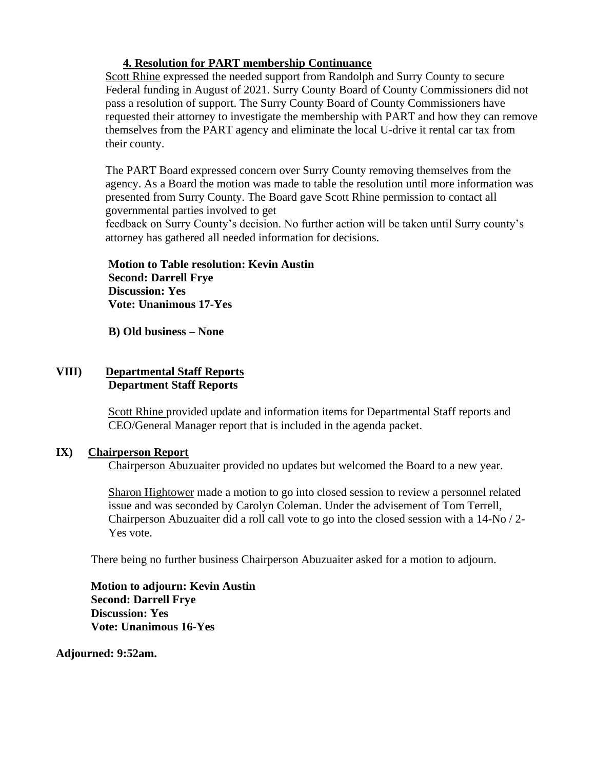**4. Resolution for PART membership Continuance**

Scott Rhine expressed the needed support from Randolph and Surry County to secure Federal funding in August of 2021. Surry County Board of County Commissioners did not pass a resolution of support. The Surry County Board of County Commissioners have requested their attorney to investigate the membership with PART and how they can remove themselves from the PART agency and eliminate the local U-drive it rental car tax from their county.

The PART Board expressed concern over Surry County removing themselves from the agency. As a Board the motion was made to table the resolution until more information was presented from Surry County. The Board gave Scott Rhine permission to contact all governmental parties involved to get feedback on Surry County's decision. No further action will be taken until Surry county's attorney has gathered all needed information for decisions.

**Motion to Table resolution: Kevin Austin**
**Second: Darrell Frye**
**Discussion: Yes**
**Vote: Unanimous 17-Yes**

**B) Old business – None**

## VIII) Departmental Staff Reports

**Department Staff Reports**

Scott Rhine provided update and information items for Departmental Staff reports and CEO/General Manager report that is included in the agenda packet.

## IX) Chairperson Report

Chairperson Abuzuaiter provided no updates but welcomed the Board to a new year.

Sharon Hightower made a motion to go into closed session to review a personnel related issue and was seconded by Carolyn Coleman. Under the advisement of Tom Terrell, Chairperson Abuzuaiter did a roll call vote to go into the closed session with a 14-No / 2-Yes vote.

There being no further business Chairperson Abuzuaiter asked for a motion to adjourn.

**Motion to adjourn: Kevin Austin**
**Second: Darrell Frye**
**Discussion: Yes**
**Vote: Unanimous 16-Yes**

**Adjourned: 9:52am.**